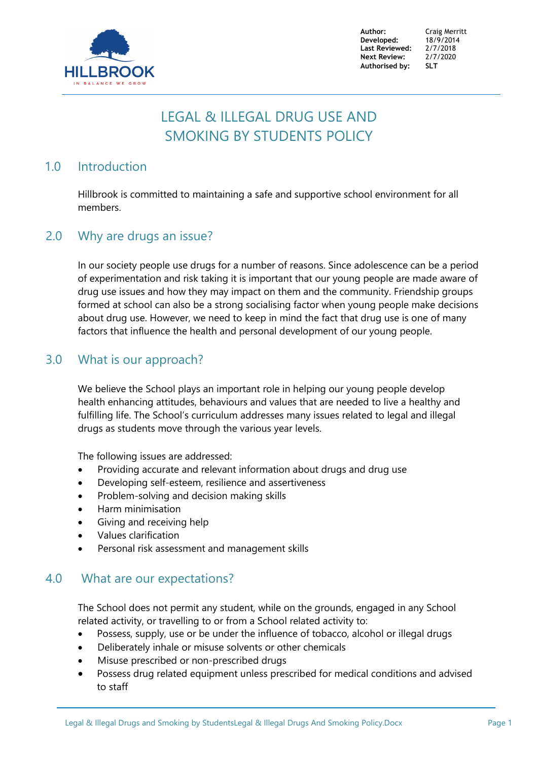| | |
|---|---|
| **Author:** | Craig Merritt |
| **Developed:** | 18/9/2014 |
| **Last Reviewed:** | 2/7/2018 |
| **Next Review:** | 2/7/2020 |
| **Authorised by:** | **SLT** |

# LEGAL & ILLEGAL DRUG USE AND SMOKING BY STUDENTS POLICY

## 1.0 Introduction

Hillbrook is committed to maintaining a safe and supportive school environment for all members.

## 2.0 Why are drugs an issue?

In our society people use drugs for a number of reasons. Since adolescence can be a period of experimentation and risk taking it is important that our young people are made aware of drug use issues and how they may impact on them and the community. Friendship groups formed at school can also be a strong socialising factor when young people make decisions about drug use. However, we need to keep in mind the fact that drug use is one of many factors that influence the health and personal development of our young people.

## 3.0 What is our approach?

We believe the School plays an important role in helping our young people develop health enhancing attitudes, behaviours and values that are needed to live a healthy and fulfilling life. The School's curriculum addresses many issues related to legal and illegal drugs as students move through the various year levels.

The following issues are addressed:

- Providing accurate and relevant information about drugs and drug use
- Developing self-esteem, resilience and assertiveness
- Problem-solving and decision making skills
- Harm minimisation
- Giving and receiving help
- Values clarification
- Personal risk assessment and management skills

## 4.0 What are our expectations?

The School does not permit any student, while on the grounds, engaged in any School related activity, or travelling to or from a School related activity to:

- Possess, supply, use or be under the influence of tobacco, alcohol or illegal drugs
- Deliberately inhale or misuse solvents or other chemicals
- Misuse prescribed or non-prescribed drugs
- Possess drug related equipment unless prescribed for medical conditions and advised to staff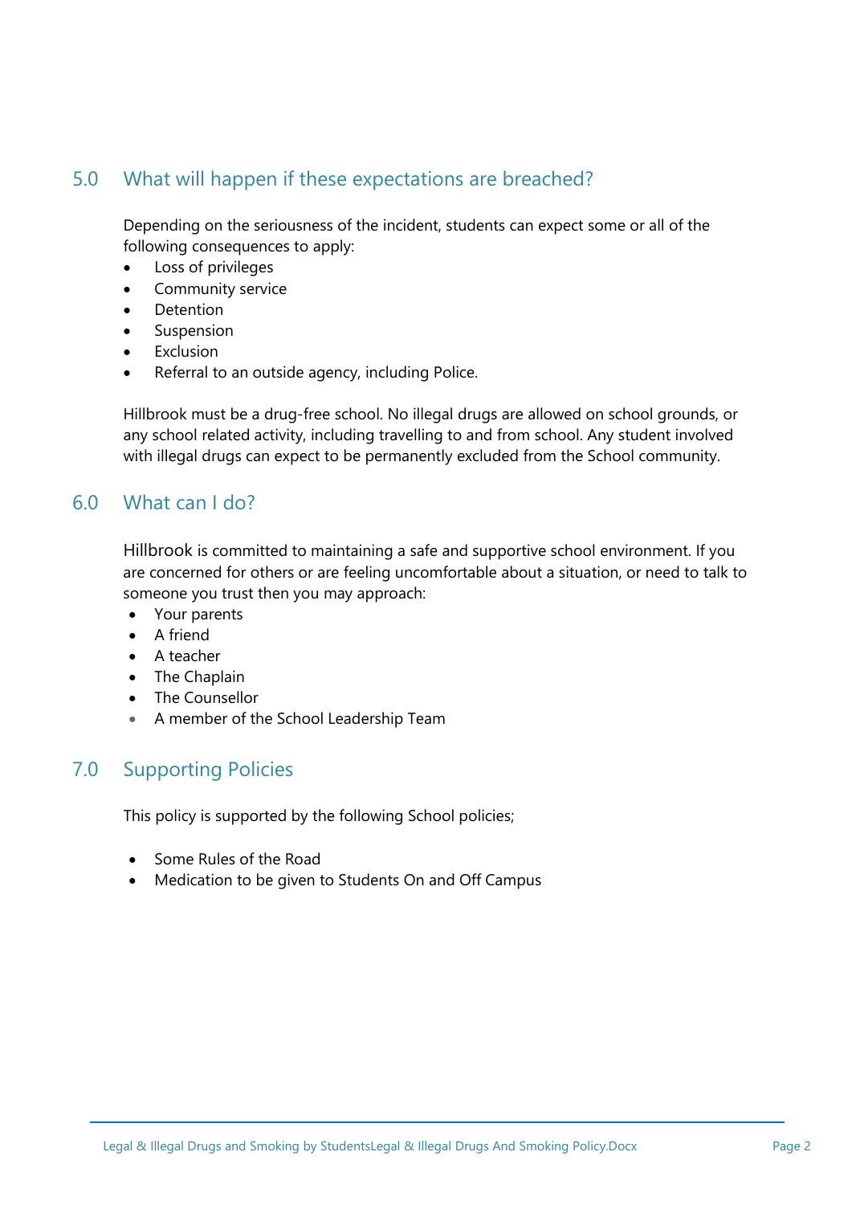## 5.0 What will happen if these expectations are breached?

Depending on the seriousness of the incident, students can expect some or all of the following consequences to apply:

- Loss of privileges
- Community service
- Detention
- Suspension
- Exclusion
- Referral to an outside agency, including Police.

Hillbrook must be a drug-free school. No illegal drugs are allowed on school grounds, or any school related activity, including travelling to and from school. Any student involved with illegal drugs can expect to be permanently excluded from the School community.

## 6.0 What can I do?

Hillbrook is committed to maintaining a safe and supportive school environment. If you are concerned for others or are feeling uncomfortable about a situation, or need to talk to someone you trust then you may approach:

- Your parents
- A friend
- A teacher
- The Chaplain
- The Counsellor
- A member of the School Leadership Team

## 7.0 Supporting Policies

This policy is supported by the following School policies;

- Some Rules of the Road
- Medication to be given to Students On and Off Campus